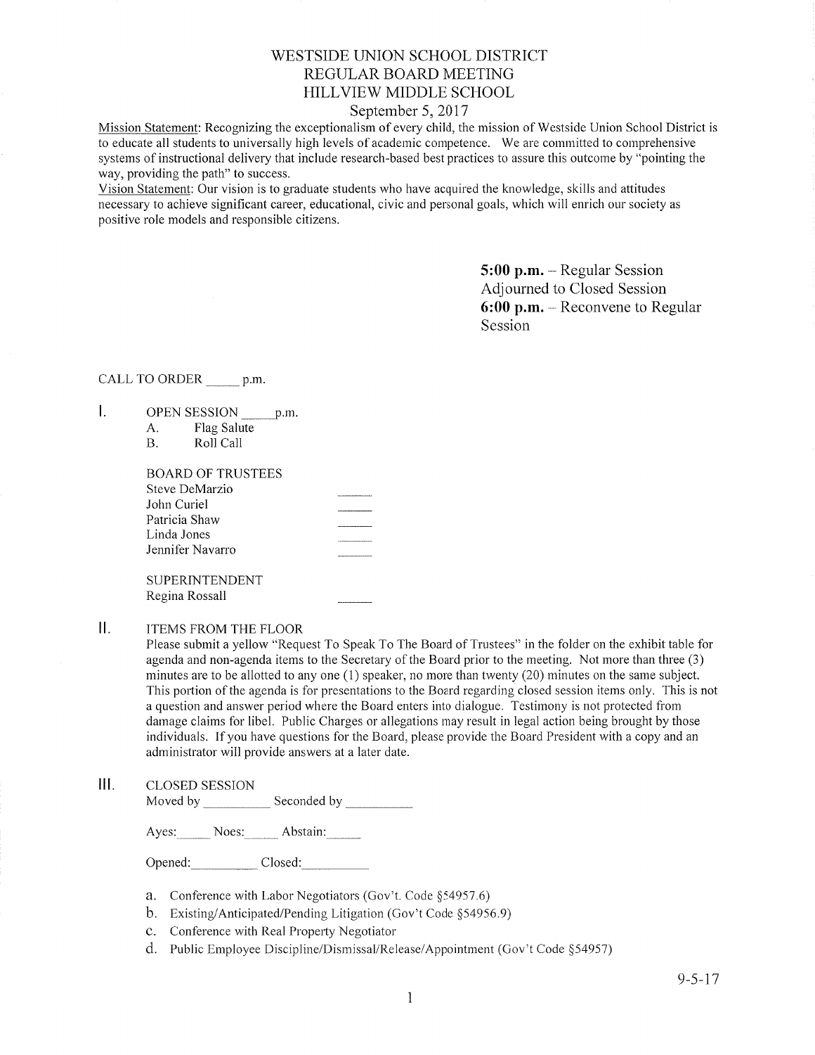# WESTSIDE UNION SCHOOL DISTRICT
## REGULAR BOARD MEETING
## HILLVIEW MIDDLE SCHOOL
### September 5, 2017

Mission Statement: Recognizing the exceptionalism of every child, the mission of Westside Union School District is to educate all students to universally high levels of academic competence. We are committed to comprehensive systems of instructional delivery that include research-based best practices to assure this outcome by "pointing the way, providing the path" to success.

Vision Statement: Our vision is to graduate students who have acquired the knowledge, skills and attitudes necessary to achieve significant career, educational, civic and personal goals, which will enrich our society as positive role models and responsible citizens.

**5:00 p.m.** – Regular Session Adjourned to Closed Session
**6:00 p.m.** – Reconvene to Regular Session

CALL TO ORDER _____ p.m.

I. OPEN SESSION _____ p.m.
   A. Flag Salute
   B. Roll Call

BOARD OF TRUSTEES

| | |
|---|---|
| Steve DeMarzio | _____ |
| John Curiel | _____ |
| Patricia Shaw | _____ |
| Linda Jones | _____ |
| Jennifer Navarro | _____ |

SUPERINTENDENT

| | |
|---|---|
| Regina Rossall | _____ |

II. ITEMS FROM THE FLOOR

Please submit a yellow "Request To Speak To The Board of Trustees" in the folder on the exhibit table for agenda and non-agenda items to the Secretary of the Board prior to the meeting. Not more than three (3) minutes are to be allotted to any one (1) speaker, no more than twenty (20) minutes on the same subject. This portion of the agenda is for presentations to the Board regarding closed session items only. This is not a question and answer period where the Board enters into dialogue. Testimony is not protected from damage claims for libel. Public Charges or allegations may result in legal action being brought by those individuals. If you have questions for the Board, please provide the Board President with a copy and an administrator will provide answers at a later date.

III. CLOSED SESSION

Moved by __________ Seconded by __________

Ayes: _____ Noes: _____ Abstain: _____

Opened: __________ Closed: __________

a. Conference with Labor Negotiators (Gov't. Code §54957.6)
b. Existing/Anticipated/Pending Litigation (Gov't Code §54956.9)
c. Conference with Real Property Negotiator
d. Public Employee Discipline/Dismissal/Release/Appointment (Gov't Code §54957)

9-5-17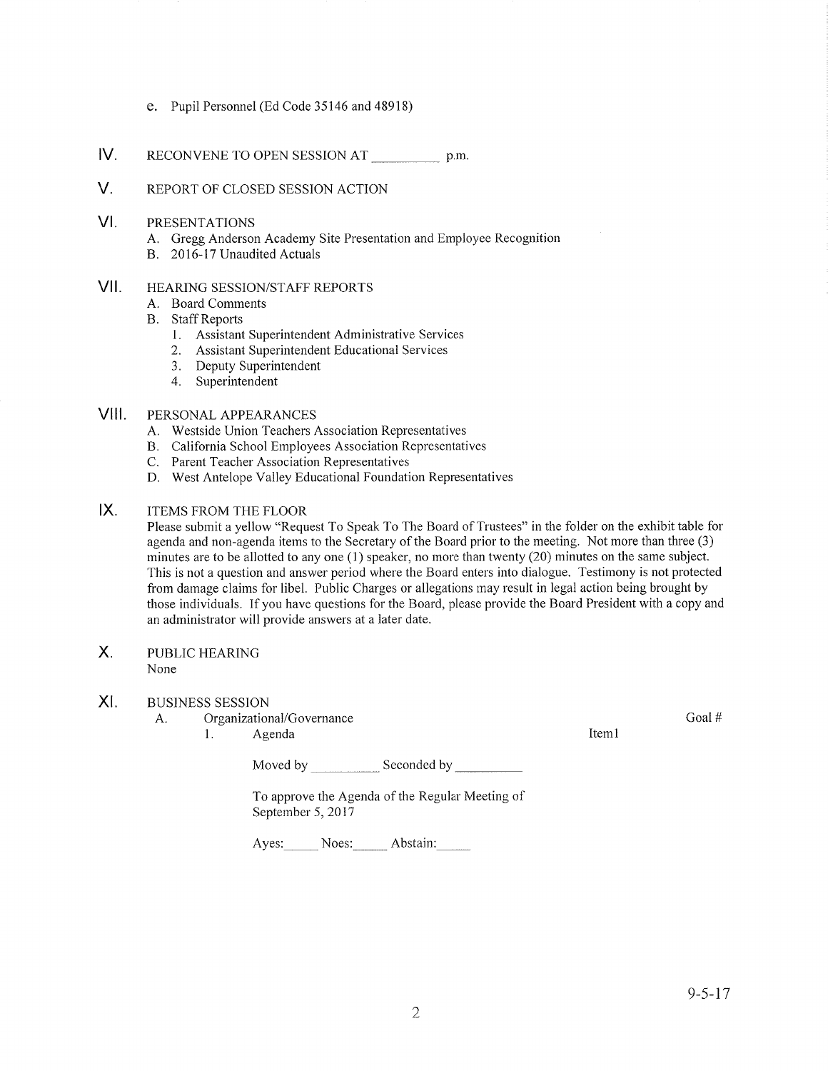e. Pupil Personnel (Ed Code 35146 and 48918)

## IV. RECONVENE TO OPEN SESSION AT __________ p.m.

## V. REPORT OF CLOSED SESSION ACTION

## VI. PRESENTATIONS

A. Gregg Anderson Academy Site Presentation and Employee Recognition
B. 2016-17 Unaudited Actuals

## VII. HEARING SESSION/STAFF REPORTS

A. Board Comments
B. Staff Reports
   1. Assistant Superintendent Administrative Services
   2. Assistant Superintendent Educational Services
   3. Deputy Superintendent
   4. Superintendent

## VIII. PERSONAL APPEARANCES

A. Westside Union Teachers Association Representatives
B. California School Employees Association Representatives
C. Parent Teacher Association Representatives
D. West Antelope Valley Educational Foundation Representatives

## IX. ITEMS FROM THE FLOOR

Please submit a yellow "Request To Speak To The Board of Trustees" in the folder on the exhibit table for agenda and non-agenda items to the Secretary of the Board prior to the meeting. Not more than three (3) minutes are to be allotted to any one (1) speaker, no more than twenty (20) minutes on the same subject. This is not a question and answer period where the Board enters into dialogue. Testimony is not protected from damage claims for libel. Public Charges or allegations may result in legal action being brought by those individuals. If you have questions for the Board, please provide the Board President with a copy and an administrator will provide answers at a later date.

## X. PUBLIC HEARING

None

## XI. BUSINESS SESSION

A. Organizational/Governance — Goal #

1. Agenda — Item1

Moved by __________ Seconded by __________

To approve the Agenda of the Regular Meeting of September 5, 2017

Ayes:_____ Noes:_____ Abstain:_____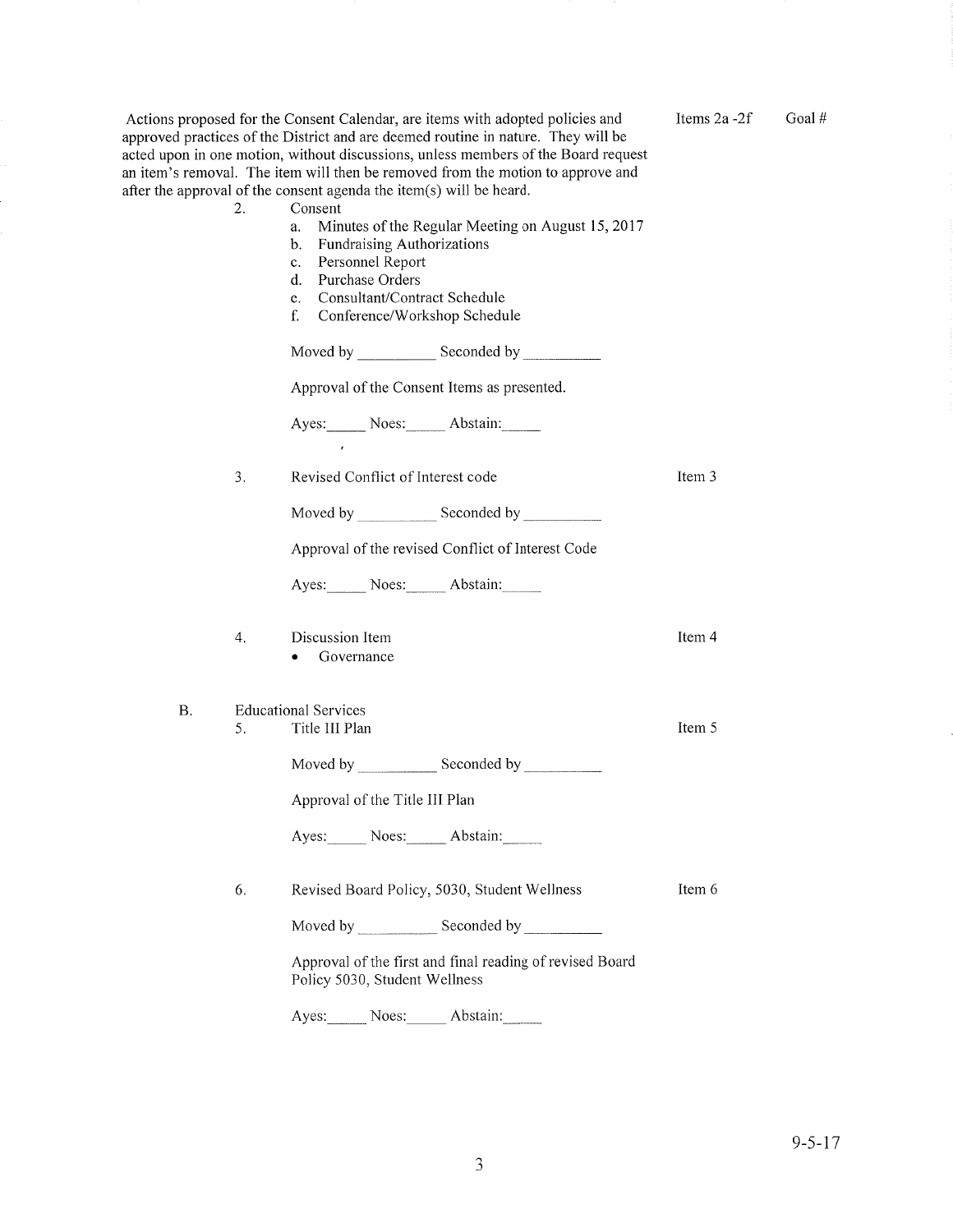Actions proposed for the Consent Calendar, are items with adopted policies and approved practices of the District and are deemed routine in nature. They will be acted upon in one motion, without discussions, unless members of the Board request an item's removal. The item will then be removed from the motion to approve and after the approval of the consent agenda the item(s) will be heard.

Items 2a -2f    Goal #

2. Consent
   a. Minutes of the Regular Meeting on August 15, 2017
   b. Fundraising Authorizations
   c. Personnel Report
   d. Purchase Orders
   e. Consultant/Contract Schedule
   f. Conference/Workshop Schedule

   Moved by __________ Seconded by __________

   Approval of the Consent Items as presented.

   Ayes:_____ Noes:_____ Abstain:_____

3. Revised Conflict of Interest code    Item 3

   Moved by __________ Seconded by __________

   Approval of the revised Conflict of Interest Code

   Ayes:_____ Noes:_____ Abstain:_____

4. Discussion Item    Item 4
   - Governance

B. Educational Services

5. Title III Plan    Item 5

   Moved by __________ Seconded by __________

   Approval of the Title III Plan

   Ayes:_____ Noes:_____ Abstain:_____

6. Revised Board Policy, 5030, Student Wellness    Item 6

   Moved by __________ Seconded by __________

   Approval of the first and final reading of revised Board Policy 5030, Student Wellness

   Ayes:_____ Noes:_____ Abstain:_____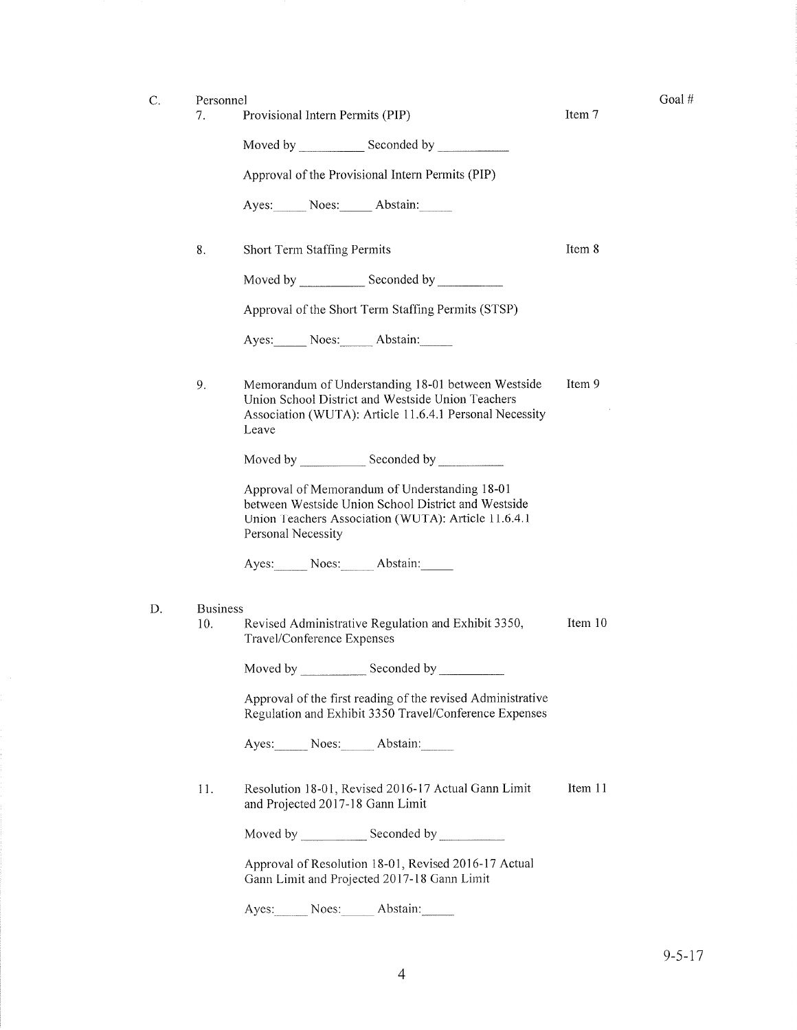C. Personnel

Goal #

7. Provisional Intern Permits (PIP) — Item 7

Moved by __________ Seconded by __________

Approval of the Provisional Intern Permits (PIP)

Ayes:_____ Noes:_____ Abstain:_____

8. Short Term Staffing Permits — Item 8

Moved by __________ Seconded by __________

Approval of the Short Term Staffing Permits (STSP)

Ayes:_____ Noes:_____ Abstain:_____

9. Memorandum of Understanding 18-01 between Westside Union School District and Westside Union Teachers Association (WUTA): Article 11.6.4.1 Personal Necessity Leave — Item 9

Moved by __________ Seconded by __________

Approval of Memorandum of Understanding 18-01 between Westside Union School District and Westside Union Teachers Association (WUTA): Article 11.6.4.1 Personal Necessity

Ayes:_____ Noes:_____ Abstain:_____

D. Business

10. Revised Administrative Regulation and Exhibit 3350, Travel/Conference Expenses — Item 10

Moved by __________ Seconded by __________

Approval of the first reading of the revised Administrative Regulation and Exhibit 3350 Travel/Conference Expenses

Ayes:_____ Noes:_____ Abstain:_____

11. Resolution 18-01, Revised 2016-17 Actual Gann Limit and Projected 2017-18 Gann Limit — Item 11

Moved by __________ Seconded by __________

Approval of Resolution 18-01, Revised 2016-17 Actual Gann Limit and Projected 2017-18 Gann Limit

Ayes:_____ Noes:_____ Abstain:_____

9-5-17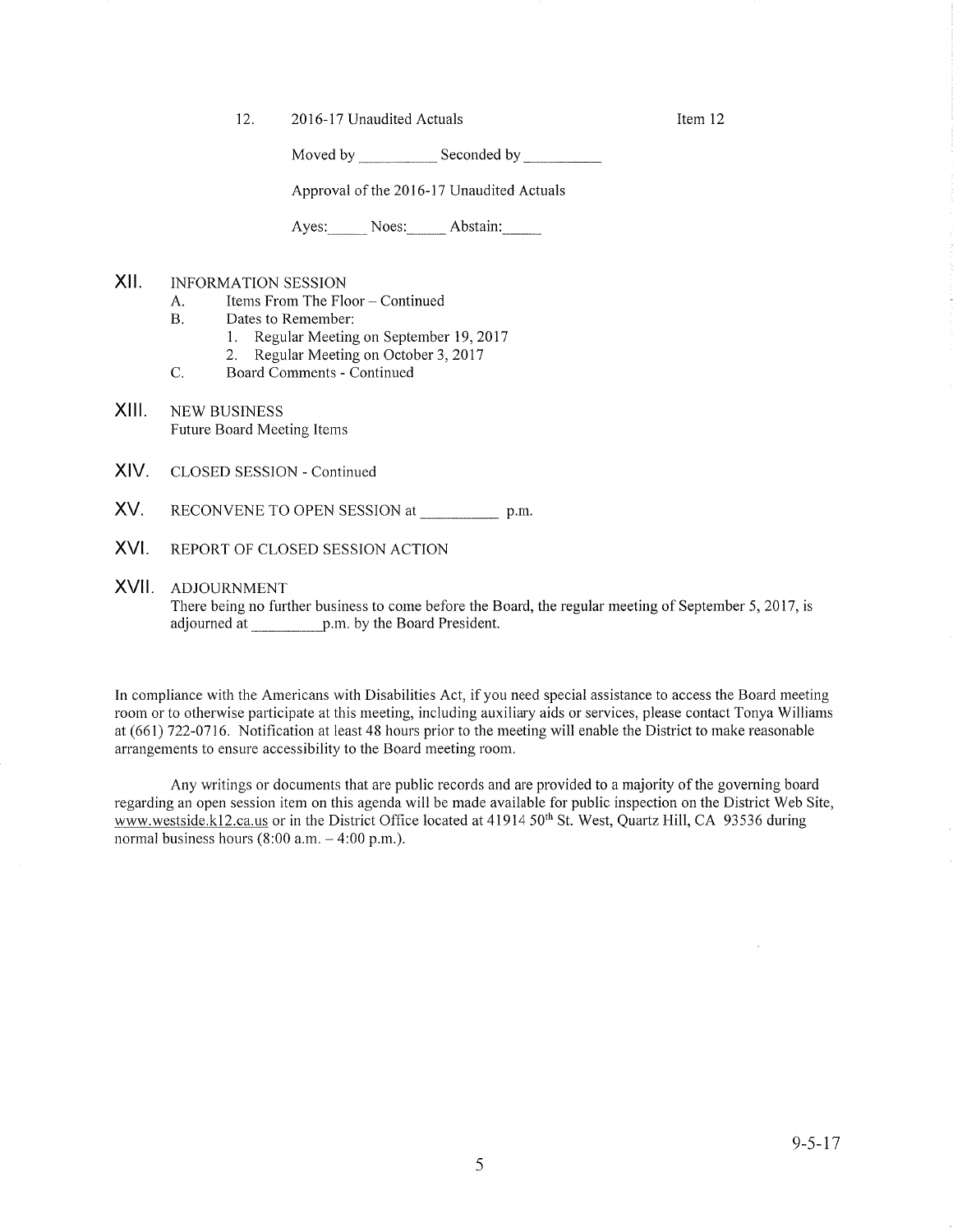12. 2016-17 Unaudited Actuals — Item 12

Moved by __________ Seconded by __________

Approval of the 2016-17 Unaudited Actuals

Ayes:_____ Noes:_____ Abstain:_____

## XII. INFORMATION SESSION

A. Items From The Floor – Continued

B. Dates to Remember:
   1. Regular Meeting on September 19, 2017
   2. Regular Meeting on October 3, 2017

C. Board Comments - Continued

## XIII. NEW BUSINESS

Future Board Meeting Items

## XIV. CLOSED SESSION - Continued

## XV. RECONVENE TO OPEN SESSION at __________ p.m.

## XVI. REPORT OF CLOSED SESSION ACTION

## XVII. ADJOURNMENT

There being no further business to come before the Board, the regular meeting of September 5, 2017, is adjourned at __________p.m. by the Board President.

In compliance with the Americans with Disabilities Act, if you need special assistance to access the Board meeting room or to otherwise participate at this meeting, including auxiliary aids or services, please contact Tonya Williams at (661) 722-0716. Notification at least 48 hours prior to the meeting will enable the District to make reasonable arrangements to ensure accessibility to the Board meeting room.

Any writings or documents that are public records and are provided to a majority of the governing board regarding an open session item on this agenda will be made available for public inspection on the District Web Site, www.westside.k12.ca.us or in the District Office located at 41914 50th St. West, Quartz Hill, CA 93536 during normal business hours (8:00 a.m. – 4:00 p.m.).

9-5-17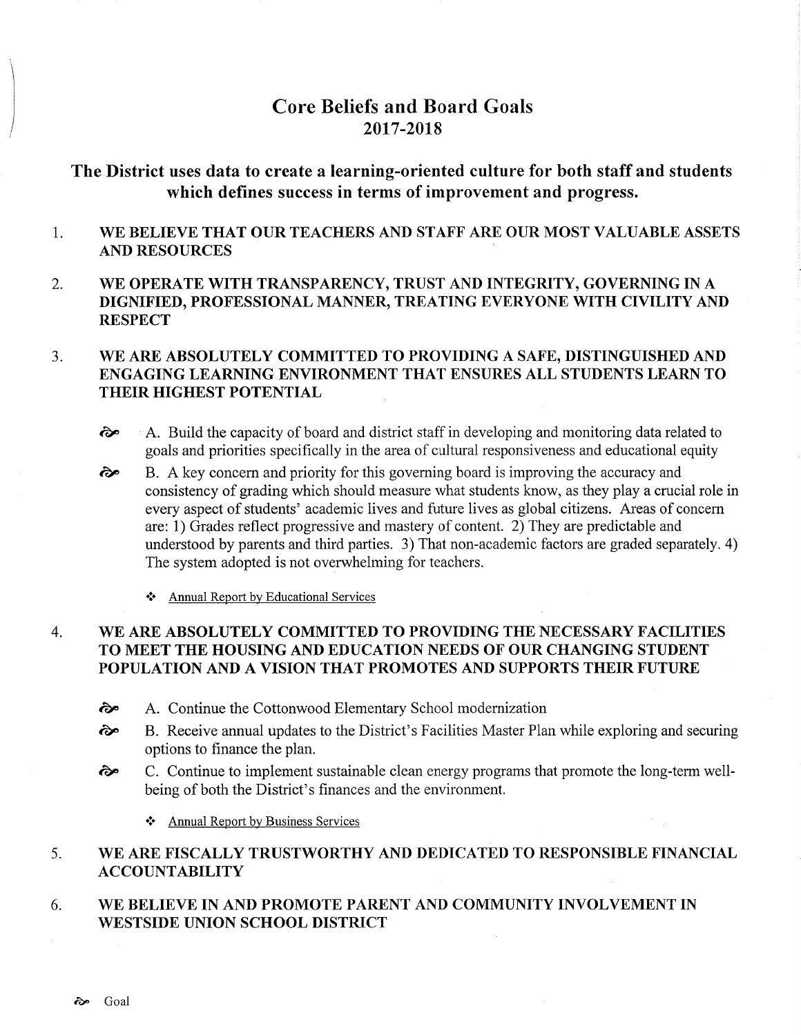# Core Beliefs and Board Goals
## 2017-2018

### The District uses data to create a learning-oriented culture for both staff and students which defines success in terms of improvement and progress.

1. **WE BELIEVE THAT OUR TEACHERS AND STAFF ARE OUR MOST VALUABLE ASSETS AND RESOURCES**

2. **WE OPERATE WITH TRANSPARENCY, TRUST AND INTEGRITY, GOVERNING IN A DIGNIFIED, PROFESSIONAL MANNER, TREATING EVERYONE WITH CIVILITY AND RESPECT**

3. **WE ARE ABSOLUTELY COMMITTED TO PROVIDING A SAFE, DISTINGUISHED AND ENGAGING LEARNING ENVIRONMENT THAT ENSURES ALL STUDENTS LEARN TO THEIR HIGHEST POTENTIAL**

   - ⚜ A. Build the capacity of board and district staff in developing and monitoring data related to goals and priorities specifically in the area of cultural responsiveness and educational equity
   - ⚜ B. A key concern and priority for this governing board is improving the accuracy and consistency of grading which should measure what students know, as they play a crucial role in every aspect of students' academic lives and future lives as global citizens. Areas of concern are: 1) Grades reflect progressive and mastery of content. 2) They are predictable and understood by parents and third parties. 3) That non-academic factors are graded separately. 4) The system adopted is not overwhelming for teachers.
     - ❖ Annual Report by Educational Services

4. **WE ARE ABSOLUTELY COMMITTED TO PROVIDING THE NECESSARY FACILITIES TO MEET THE HOUSING AND EDUCATION NEEDS OF OUR CHANGING STUDENT POPULATION AND A VISION THAT PROMOTES AND SUPPORTS THEIR FUTURE**

   - ⚜ A. Continue the Cottonwood Elementary School modernization
   - ⚜ B. Receive annual updates to the District's Facilities Master Plan while exploring and securing options to finance the plan.
   - ⚜ C. Continue to implement sustainable clean energy programs that promote the long-term well-being of both the District's finances and the environment.
     - ❖ Annual Report by Business Services

5. **WE ARE FISCALLY TRUSTWORTHY AND DEDICATED TO RESPONSIBLE FINANCIAL ACCOUNTABILITY**

6. **WE BELIEVE IN AND PROMOTE PARENT AND COMMUNITY INVOLVEMENT IN WESTSIDE UNION SCHOOL DISTRICT**

⚜ Goal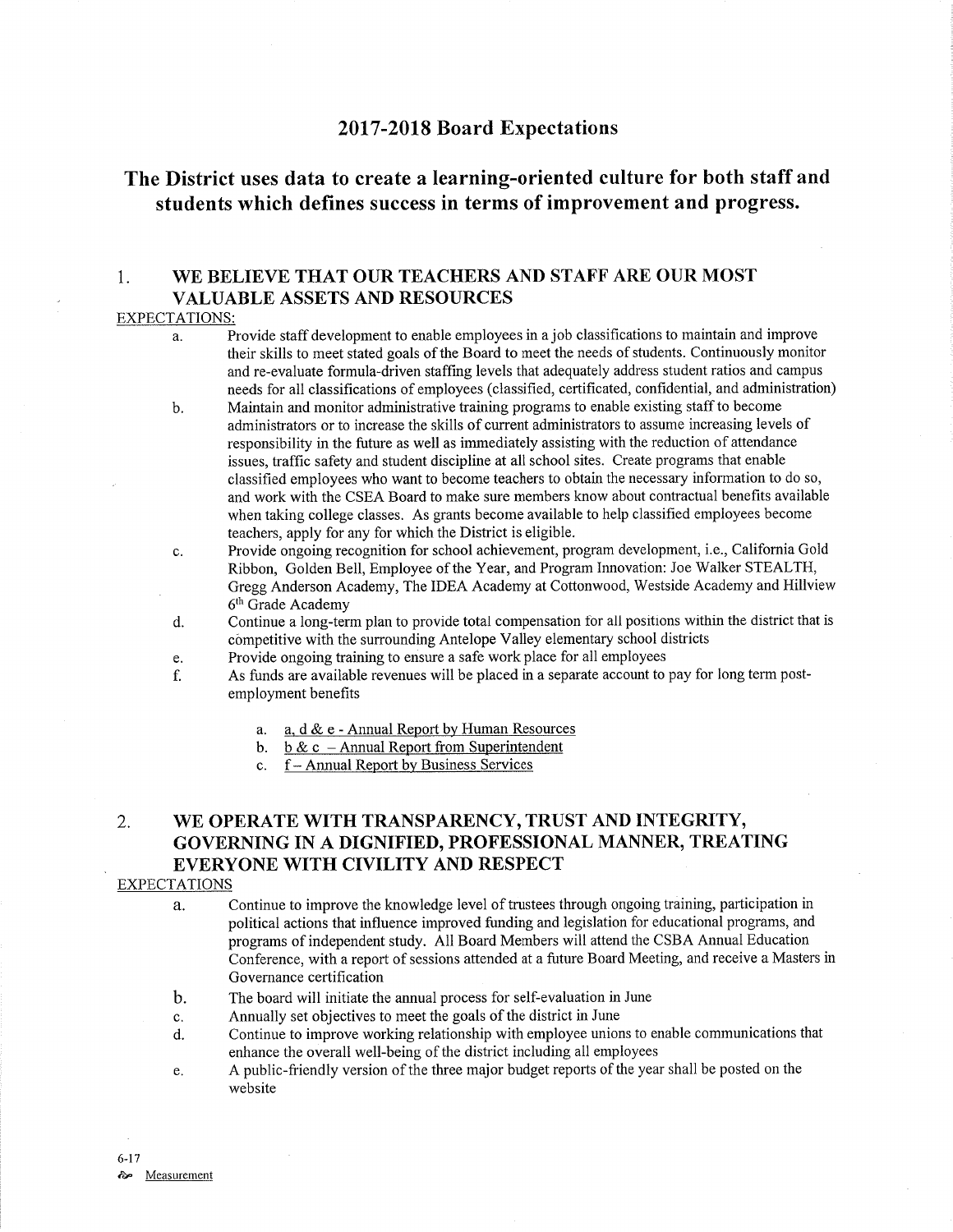# 2017-2018 Board Expectations

## The District uses data to create a learning-oriented culture for both staff and students which defines success in terms of improvement and progress.

### 1. WE BELIEVE THAT OUR TEACHERS AND STAFF ARE OUR MOST VALUABLE ASSETS AND RESOURCES

EXPECTATIONS:

a. Provide staff development to enable employees in a job classifications to maintain and improve their skills to meet stated goals of the Board to meet the needs of students. Continuously monitor and re-evaluate formula-driven staffing levels that adequately address student ratios and campus needs for all classifications of employees (classified, certificated, confidential, and administration)

b. Maintain and monitor administrative training programs to enable existing staff to become administrators or to increase the skills of current administrators to assume increasing levels of responsibility in the future as well as immediately assisting with the reduction of attendance issues, traffic safety and student discipline at all school sites. Create programs that enable classified employees who want to become teachers to obtain the necessary information to do so, and work with the CSEA Board to make sure members know about contractual benefits available when taking college classes. As grants become available to help classified employees become teachers, apply for any for which the District is eligible.

c. Provide ongoing recognition for school achievement, program development, i.e., California Gold Ribbon, Golden Bell, Employee of the Year, and Program Innovation: Joe Walker STEALTH, Gregg Anderson Academy, The IDEA Academy at Cottonwood, Westside Academy and Hillview 6th Grade Academy

d. Continue a long-term plan to provide total compensation for all positions within the district that is competitive with the surrounding Antelope Valley elementary school districts

e. Provide ongoing training to ensure a safe work place for all employees

f. As funds are available revenues will be placed in a separate account to pay for long term post-employment benefits

   a. a, d & e - Annual Report by Human Resources
   b. b & c – Annual Report from Superintendent
   c. f – Annual Report by Business Services

### 2. WE OPERATE WITH TRANSPARENCY, TRUST AND INTEGRITY, GOVERNING IN A DIGNIFIED, PROFESSIONAL MANNER, TREATING EVERYONE WITH CIVILITY AND RESPECT

EXPECTATIONS

a. Continue to improve the knowledge level of trustees through ongoing training, participation in political actions that influence improved funding and legislation for educational programs, and programs of independent study. All Board Members will attend the CSBA Annual Education Conference, with a report of sessions attended at a future Board Meeting, and receive a Masters in Governance certification

b. The board will initiate the annual process for self-evaluation in June

c. Annually set objectives to meet the goals of the district in June

d. Continue to improve working relationship with employee unions to enable communications that enhance the overall well-being of the district including all employees

e. A public-friendly version of the three major budget reports of the year shall be posted on the website

6-17

Measurement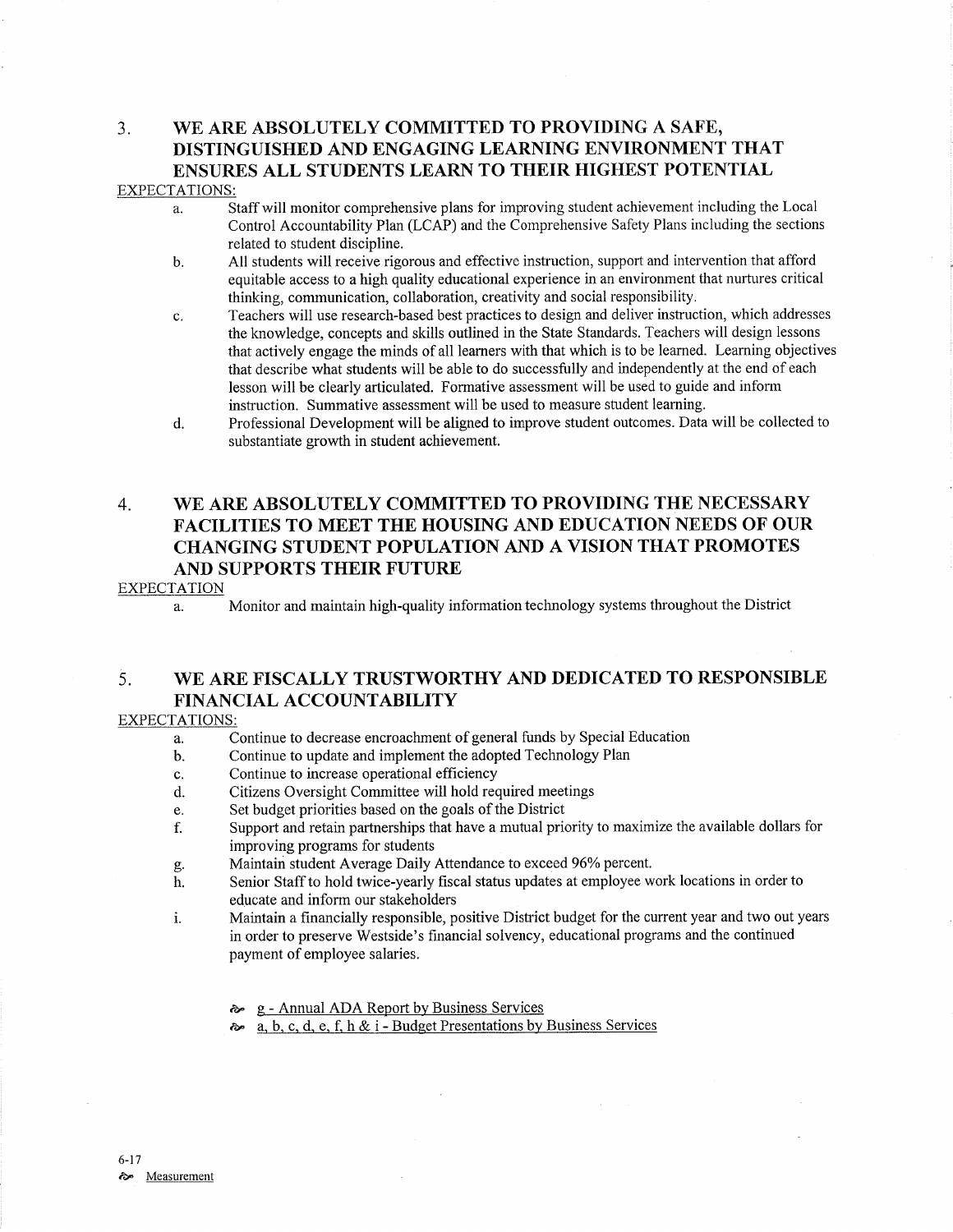## 3. WE ARE ABSOLUTELY COMMITTED TO PROVIDING A SAFE, DISTINGUISHED AND ENGAGING LEARNING ENVIRONMENT THAT ENSURES ALL STUDENTS LEARN TO THEIR HIGHEST POTENTIAL

<u>EXPECTATIONS:</u>

a. Staff will monitor comprehensive plans for improving student achievement including the Local Control Accountability Plan (LCAP) and the Comprehensive Safety Plans including the sections related to student discipline.

b. All students will receive rigorous and effective instruction, support and intervention that afford equitable access to a high quality educational experience in an environment that nurtures critical thinking, communication, collaboration, creativity and social responsibility.

c. Teachers will use research-based best practices to design and deliver instruction, which addresses the knowledge, concepts and skills outlined in the State Standards. Teachers will design lessons that actively engage the minds of all learners with that which is to be learned. Learning objectives that describe what students will be able to do successfully and independently at the end of each lesson will be clearly articulated. Formative assessment will be used to guide and inform instruction. Summative assessment will be used to measure student learning.

d. Professional Development will be aligned to improve student outcomes. Data will be collected to substantiate growth in student achievement.

## 4. WE ARE ABSOLUTELY COMMITTED TO PROVIDING THE NECESSARY FACILITIES TO MEET THE HOUSING AND EDUCATION NEEDS OF OUR CHANGING STUDENT POPULATION AND A VISION THAT PROMOTES AND SUPPORTS THEIR FUTURE

<u>EXPECTATION</u>

a. Monitor and maintain high-quality information technology systems throughout the District

## 5. WE ARE FISCALLY TRUSTWORTHY AND DEDICATED TO RESPONSIBLE FINANCIAL ACCOUNTABILITY

<u>EXPECTATIONS:</u>

a. Continue to decrease encroachment of general funds by Special Education

b. Continue to update and implement the adopted Technology Plan

c. Continue to increase operational efficiency

d. Citizens Oversight Committee will hold required meetings

e. Set budget priorities based on the goals of the District

f. Support and retain partnerships that have a mutual priority to maximize the available dollars for improving programs for students

g. Maintain student Average Daily Attendance to exceed 96% percent.

h. Senior Staff to hold twice-yearly fiscal status updates at employee work locations in order to educate and inform our stakeholders

i. Maintain a financially responsible, positive District budget for the current year and two out years in order to preserve Westside's financial solvency, educational programs and the continued payment of employee salaries.

- <u>g - Annual ADA Report by Business Services</u>
- <u>a, b, c, d, e, f, h & i - Budget Presentations by Business Services</u>

6-17

<u>Measurement</u>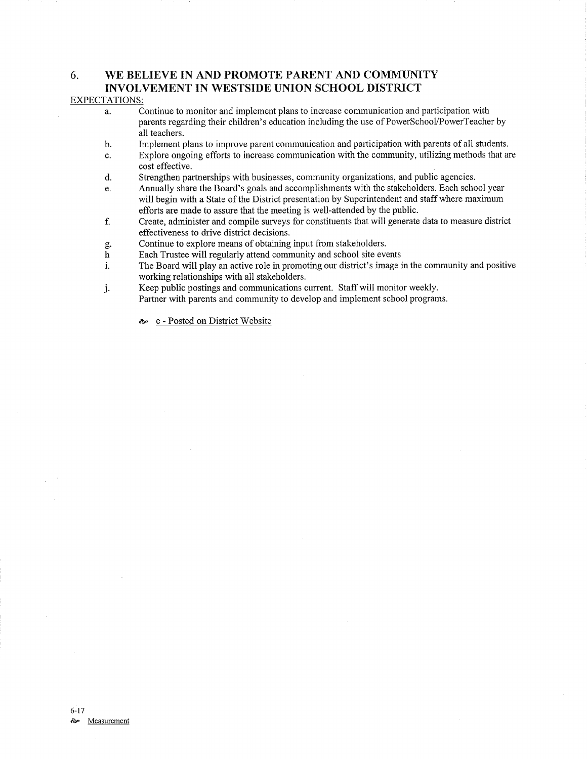## 6. WE BELIEVE IN AND PROMOTE PARENT AND COMMUNITY INVOLVEMENT IN WESTSIDE UNION SCHOOL DISTRICT

EXPECTATIONS:

a. Continue to monitor and implement plans to increase communication and participation with parents regarding their children's education including the use of PowerSchool/PowerTeacher by all teachers.

b. Implement plans to improve parent communication and participation with parents of all students.

c. Explore ongoing efforts to increase communication with the community, utilizing methods that are cost effective.

d. Strengthen partnerships with businesses, community organizations, and public agencies.

e. Annually share the Board's goals and accomplishments with the stakeholders. Each school year will begin with a State of the District presentation by Superintendent and staff where maximum efforts are made to assure that the meeting is well-attended by the public.

f. Create, administer and compile surveys for constituents that will generate data to measure district effectiveness to drive district decisions.

g. Continue to explore means of obtaining input from stakeholders.

h Each Trustee will regularly attend community and school site events

i. The Board will play an active role in promoting our district's image in the community and positive working relationships with all stakeholders.

j. Keep public postings and communications current. Staff will monitor weekly.
Partner with parents and community to develop and implement school programs.

- e - Posted on District Website

6-17

- Measurement